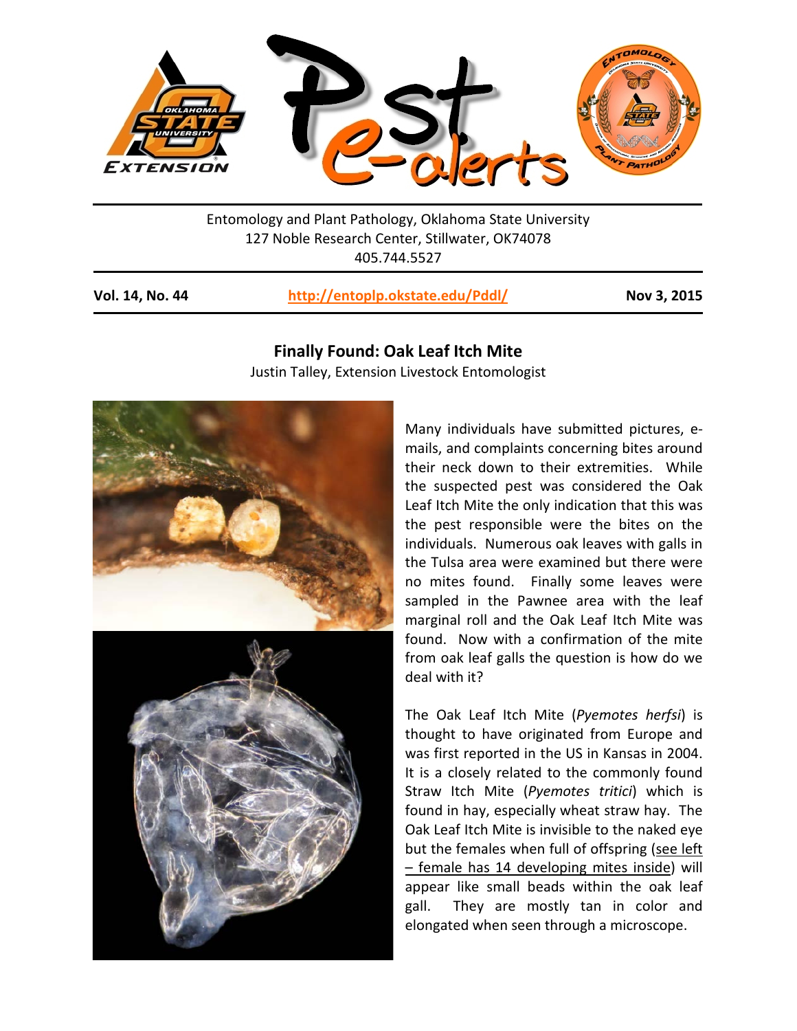Entomology and Plant Pathology, Oklahoma State University
127 Noble Research Center, Stillwater, OK74078
405.744.5527

**Vol. 14, No. 44** | **http://entoplp.okstate.edu/Pddl/** | **Nov 3, 2015**

## Finally Found: Oak Leaf Itch Mite

Justin Talley, Extension Livestock Entomologist

Many individuals have submitted pictures, e-mails, and complaints concerning bites around their neck down to their extremities. While the suspected pest was considered the Oak Leaf Itch Mite the only indication that this was the pest responsible were the bites on the individuals. Numerous oak leaves with galls in the Tulsa area were examined but there were no mites found. Finally some leaves were sampled in the Pawnee area with the leaf marginal roll and the Oak Leaf Itch Mite was found. Now with a confirmation of the mite from oak leaf galls the question is how do we deal with it?

The Oak Leaf Itch Mite (*Pyemotes herfsi*) is thought to have originated from Europe and was first reported in the US in Kansas in 2004. It is a closely related to the commonly found Straw Itch Mite (*Pyemotes tritici*) which is found in hay, especially wheat straw hay. The Oak Leaf Itch Mite is invisible to the naked eye but the females when full of offspring (see left – female has 14 developing mites inside) will appear like small beads within the oak leaf gall. They are mostly tan in color and elongated when seen through a microscope.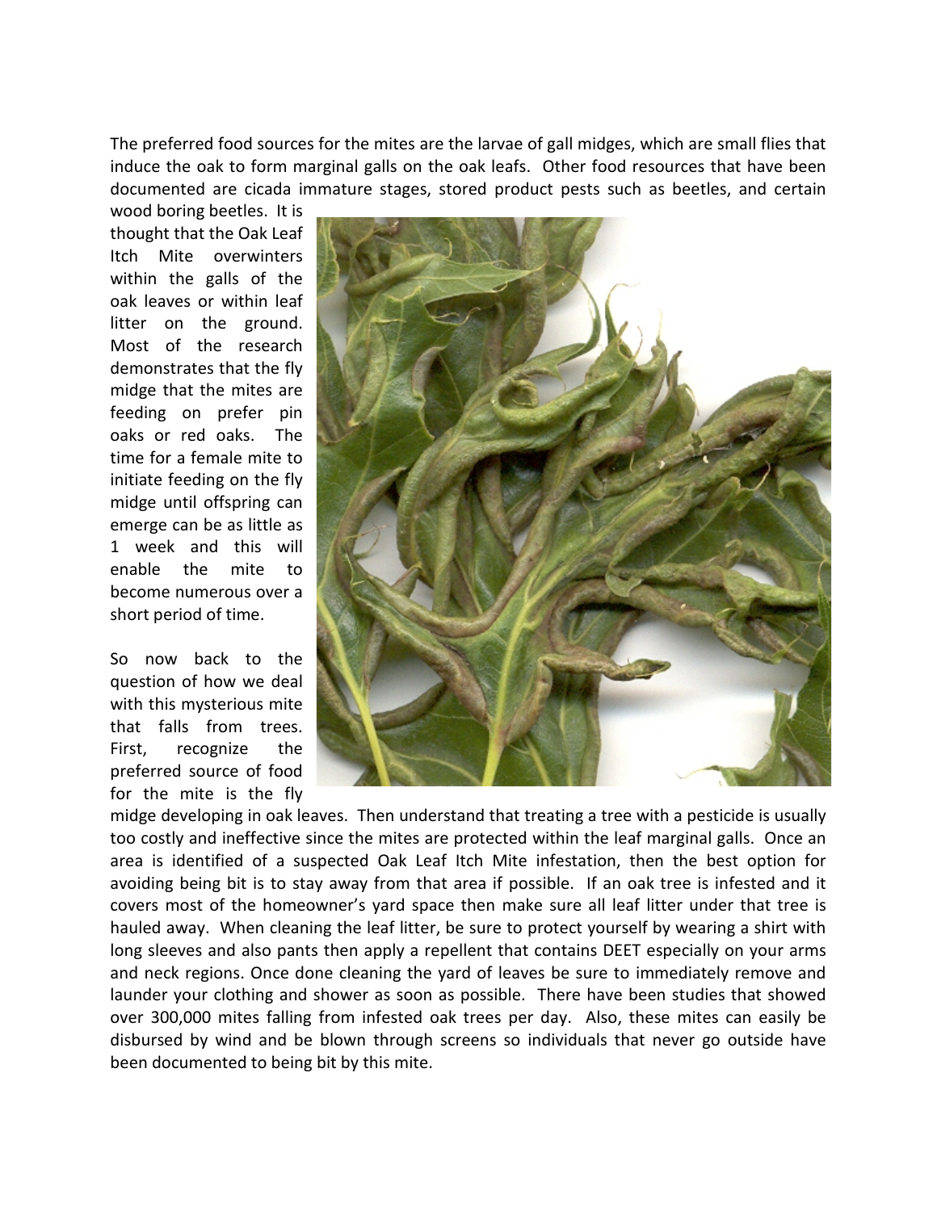The preferred food sources for the mites are the larvae of gall midges, which are small flies that induce the oak to form marginal galls on the oak leafs. Other food resources that have been documented are cicada immature stages, stored product pests such as beetles, and certain wood boring beetles. It is thought that the Oak Leaf Itch Mite overwinters within the galls of the oak leaves or within leaf litter on the ground. Most of the research demonstrates that the fly midge that the mites are feeding on prefer pin oaks or red oaks. The time for a female mite to initiate feeding on the fly midge until offspring can emerge can be as little as 1 week and this will enable the mite to become numerous over a short period of time.

So now back to the question of how we deal with this mysterious mite that falls from trees. First, recognize the preferred source of food for the mite is the fly midge developing in oak leaves. Then understand that treating a tree with a pesticide is usually too costly and ineffective since the mites are protected within the leaf marginal galls. Once an area is identified of a suspected Oak Leaf Itch Mite infestation, then the best option for avoiding being bit is to stay away from that area if possible. If an oak tree is infested and it covers most of the homeowner's yard space then make sure all leaf litter under that tree is hauled away. When cleaning the leaf litter, be sure to protect yourself by wearing a shirt with long sleeves and also pants then apply a repellent that contains DEET especially on your arms and neck regions. Once done cleaning the yard of leaves be sure to immediately remove and launder your clothing and shower as soon as possible. There have been studies that showed over 300,000 mites falling from infested oak trees per day. Also, these mites can easily be disbursed by wind and be blown through screens so individuals that never go outside have been documented to being bit by this mite.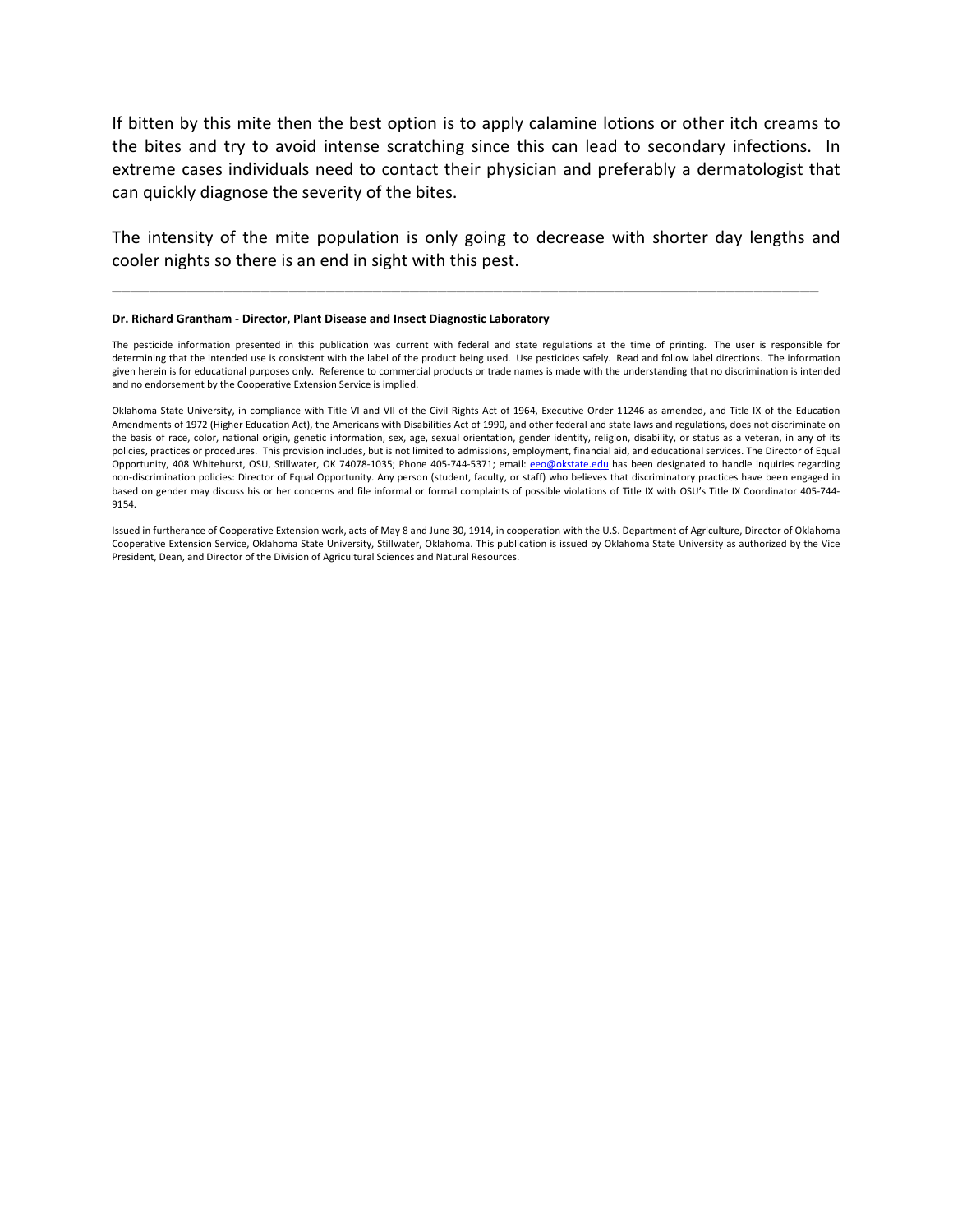If bitten by this mite then the best option is to apply calamine lotions or other itch creams to the bites and try to avoid intense scratching since this can lead to secondary infections. In extreme cases individuals need to contact their physician and preferably a dermatologist that can quickly diagnose the severity of the bites.

The intensity of the mite population is only going to decrease with shorter day lengths and cooler nights so there is an end in sight with this pest.

---

**Dr. Richard Grantham - Director, Plant Disease and Insect Diagnostic Laboratory**

The pesticide information presented in this publication was current with federal and state regulations at the time of printing. The user is responsible for determining that the intended use is consistent with the label of the product being used. Use pesticides safely. Read and follow label directions. The information given herein is for educational purposes only. Reference to commercial products or trade names is made with the understanding that no discrimination is intended and no endorsement by the Cooperative Extension Service is implied.

Oklahoma State University, in compliance with Title VI and VII of the Civil Rights Act of 1964, Executive Order 11246 as amended, and Title IX of the Education Amendments of 1972 (Higher Education Act), the Americans with Disabilities Act of 1990, and other federal and state laws and regulations, does not discriminate on the basis of race, color, national origin, genetic information, sex, age, sexual orientation, gender identity, religion, disability, or status as a veteran, in any of its policies, practices or procedures. This provision includes, but is not limited to admissions, employment, financial aid, and educational services. The Director of Equal Opportunity, 408 Whitehurst, OSU, Stillwater, OK 74078-1035; Phone 405-744-5371; email: eeo@okstate.edu has been designated to handle inquiries regarding non-discrimination policies: Director of Equal Opportunity. Any person (student, faculty, or staff) who believes that discriminatory practices have been engaged in based on gender may discuss his or her concerns and file informal or formal complaints of possible violations of Title IX with OSU's Title IX Coordinator 405-744-9154.

Issued in furtherance of Cooperative Extension work, acts of May 8 and June 30, 1914, in cooperation with the U.S. Department of Agriculture, Director of Oklahoma Cooperative Extension Service, Oklahoma State University, Stillwater, Oklahoma. This publication is issued by Oklahoma State University as authorized by the Vice President, Dean, and Director of the Division of Agricultural Sciences and Natural Resources.